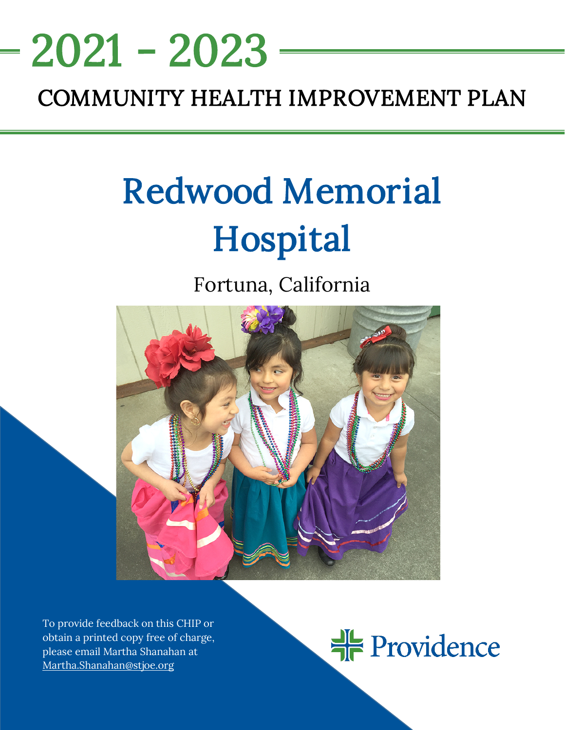# 2021 - 2023

## COMMUNITY HEALTH IMPROVEMENT PLAN

# Redwood Memorial Hospital

Fortuna, California

To provide feedback on this CHIP or obtain a printed copy free of charge, please email Martha Shanahan at Martha.Shanahan@stjoe.org

Providence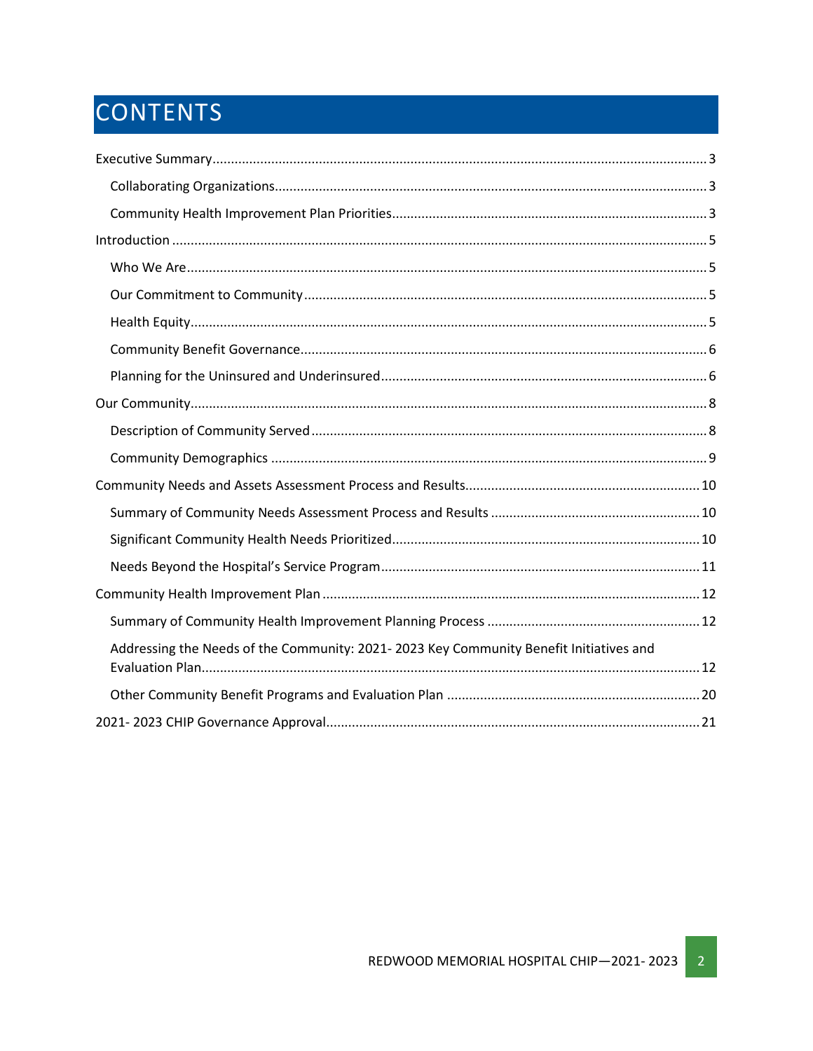# CONTENTS

- Executive Summary 3
  - Collaborating Organizations 3
  - Community Health Improvement Plan Priorities 3
- Introduction 5
  - Who We Are 5
  - Our Commitment to Community 5
  - Health Equity 5
  - Community Benefit Governance 6
  - Planning for the Uninsured and Underinsured 6
- Our Community 8
  - Description of Community Served 8
  - Community Demographics 9
- Community Needs and Assets Assessment Process and Results 10
  - Summary of Community Needs Assessment Process and Results 10
  - Significant Community Health Needs Prioritized 10
  - Needs Beyond the Hospital's Service Program 11
- Community Health Improvement Plan 12
  - Summary of Community Health Improvement Planning Process 12
  - Addressing the Needs of the Community: 2021- 2023 Key Community Benefit Initiatives and Evaluation Plan 12
  - Other Community Benefit Programs and Evaluation Plan 20
- 2021- 2023 CHIP Governance Approval 21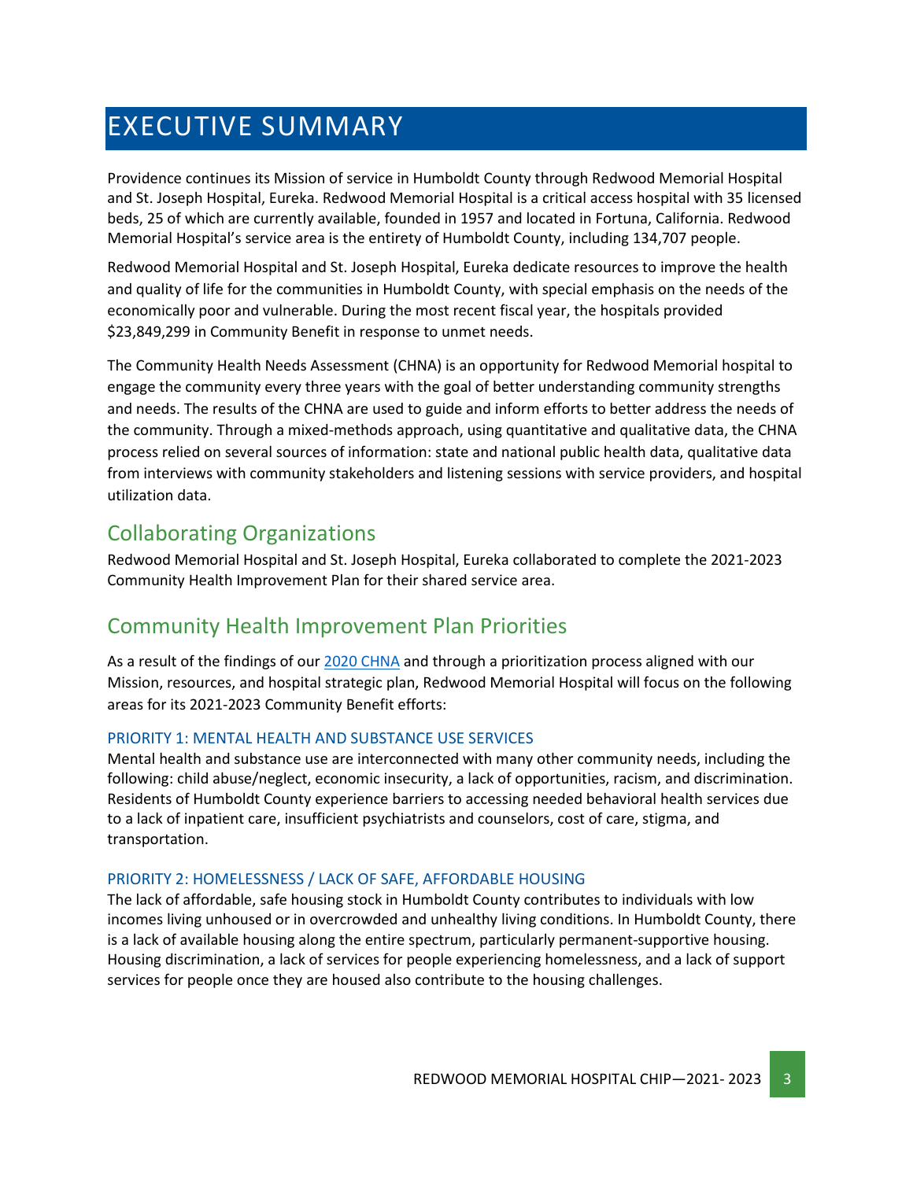# EXECUTIVE SUMMARY

Providence continues its Mission of service in Humboldt County through Redwood Memorial Hospital and St. Joseph Hospital, Eureka. Redwood Memorial Hospital is a critical access hospital with 35 licensed beds, 25 of which are currently available, founded in 1957 and located in Fortuna, California. Redwood Memorial Hospital's service area is the entirety of Humboldt County, including 134,707 people.

Redwood Memorial Hospital and St. Joseph Hospital, Eureka dedicate resources to improve the health and quality of life for the communities in Humboldt County, with special emphasis on the needs of the economically poor and vulnerable. During the most recent fiscal year, the hospitals provided $23,849,299 in Community Benefit in response to unmet needs.

The Community Health Needs Assessment (CHNA) is an opportunity for Redwood Memorial hospital to engage the community every three years with the goal of better understanding community strengths and needs. The results of the CHNA are used to guide and inform efforts to better address the needs of the community. Through a mixed-methods approach, using quantitative and qualitative data, the CHNA process relied on several sources of information: state and national public health data, qualitative data from interviews with community stakeholders and listening sessions with service providers, and hospital utilization data.

## Collaborating Organizations

Redwood Memorial Hospital and St. Joseph Hospital, Eureka collaborated to complete the 2021-2023 Community Health Improvement Plan for their shared service area.

## Community Health Improvement Plan Priorities

As a result of the findings of our 2020 CHNA and through a prioritization process aligned with our Mission, resources, and hospital strategic plan, Redwood Memorial Hospital will focus on the following areas for its 2021-2023 Community Benefit efforts:

### PRIORITY 1: MENTAL HEALTH AND SUBSTANCE USE SERVICES

Mental health and substance use are interconnected with many other community needs, including the following: child abuse/neglect, economic insecurity, a lack of opportunities, racism, and discrimination. Residents of Humboldt County experience barriers to accessing needed behavioral health services due to a lack of inpatient care, insufficient psychiatrists and counselors, cost of care, stigma, and transportation.

### PRIORITY 2: HOMELESSNESS / LACK OF SAFE, AFFORDABLE HOUSING

The lack of affordable, safe housing stock in Humboldt County contributes to individuals with low incomes living unhoused or in overcrowded and unhealthy living conditions. In Humboldt County, there is a lack of available housing along the entire spectrum, particularly permanent-supportive housing. Housing discrimination, a lack of services for people experiencing homelessness, and a lack of support services for people once they are housed also contribute to the housing challenges.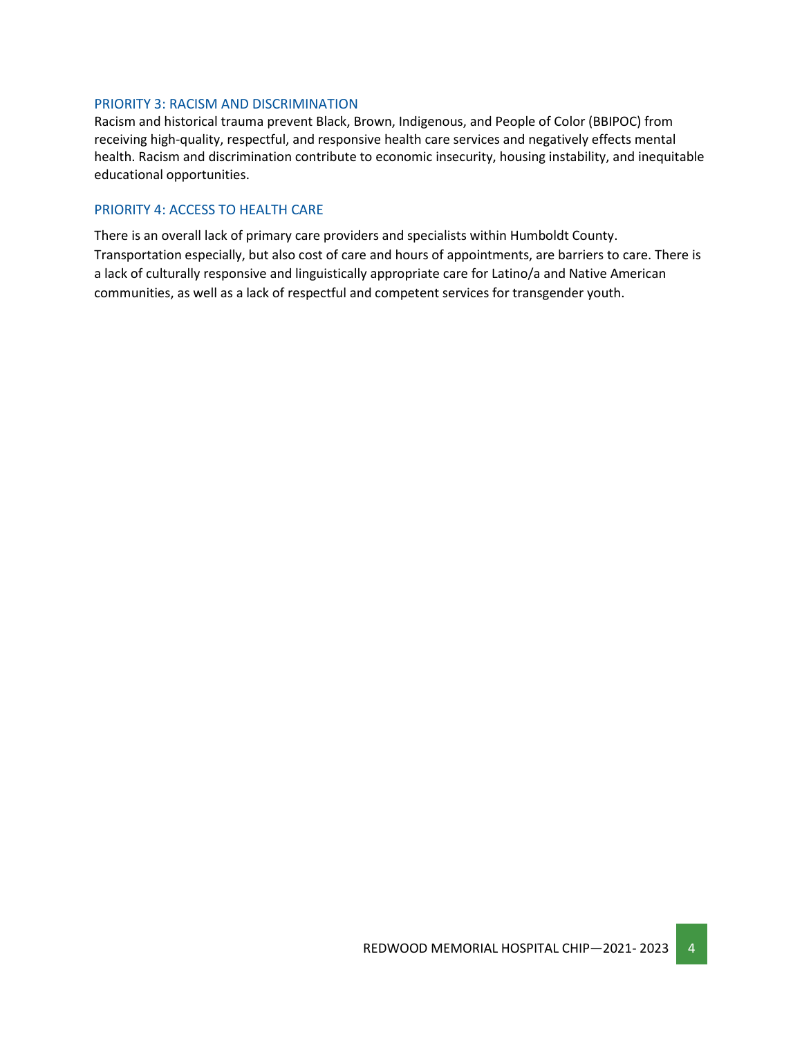### PRIORITY 3: RACISM AND DISCRIMINATION

Racism and historical trauma prevent Black, Brown, Indigenous, and People of Color (BBIPOC) from receiving high-quality, respectful, and responsive health care services and negatively effects mental health. Racism and discrimination contribute to economic insecurity, housing instability, and inequitable educational opportunities.

### PRIORITY 4: ACCESS TO HEALTH CARE

There is an overall lack of primary care providers and specialists within Humboldt County. Transportation especially, but also cost of care and hours of appointments, are barriers to care. There is a lack of culturally responsive and linguistically appropriate care for Latino/a and Native American communities, as well as a lack of respectful and competent services for transgender youth.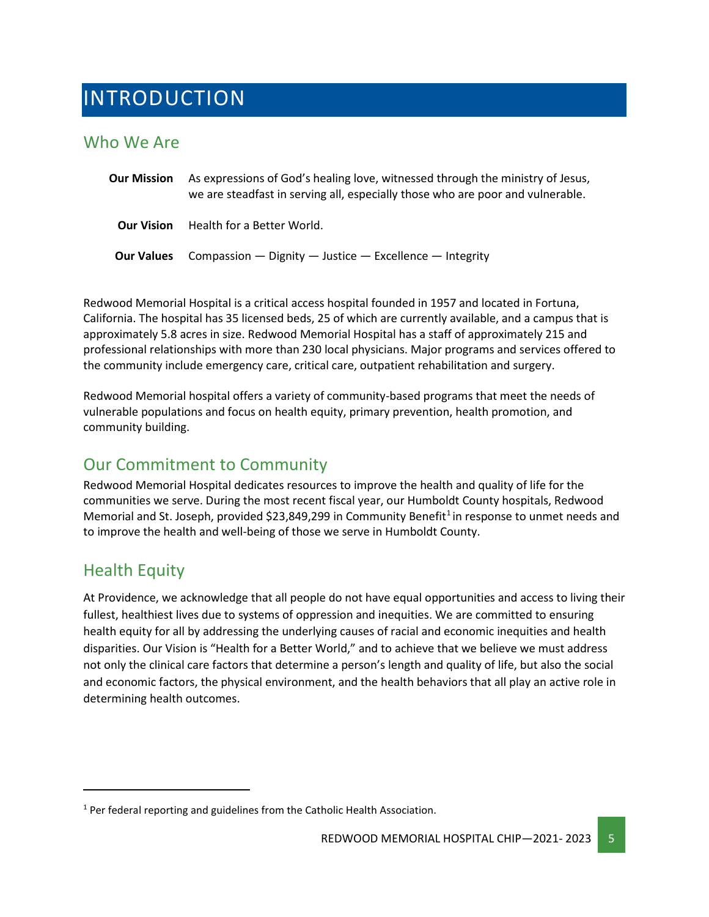# INTRODUCTION

## Who We Are

**Our Mission** As expressions of God's healing love, witnessed through the ministry of Jesus, we are steadfast in serving all, especially those who are poor and vulnerable.

**Our Vision** Health for a Better World.

**Our Values** Compassion — Dignity — Justice — Excellence — Integrity

Redwood Memorial Hospital is a critical access hospital founded in 1957 and located in Fortuna, California. The hospital has 35 licensed beds, 25 of which are currently available, and a campus that is approximately 5.8 acres in size. Redwood Memorial Hospital has a staff of approximately 215 and professional relationships with more than 230 local physicians. Major programs and services offered to the community include emergency care, critical care, outpatient rehabilitation and surgery.

Redwood Memorial hospital offers a variety of community-based programs that meet the needs of vulnerable populations and focus on health equity, primary prevention, health promotion, and community building.

## Our Commitment to Community

Redwood Memorial Hospital dedicates resources to improve the health and quality of life for the communities we serve. During the most recent fiscal year, our Humboldt County hospitals, Redwood Memorial and St. Joseph, provided $23,849,299 in Community Benefit[1] in response to unmet needs and to improve the health and well-being of those we serve in Humboldt County.

## Health Equity

At Providence, we acknowledge that all people do not have equal opportunities and access to living their fullest, healthiest lives due to systems of oppression and inequities. We are committed to ensuring health equity for all by addressing the underlying causes of racial and economic inequities and health disparities. Our Vision is "Health for a Better World," and to achieve that we believe we must address not only the clinical care factors that determine a person's length and quality of life, but also the social and economic factors, the physical environment, and the health behaviors that all play an active role in determining health outcomes.

---

[1] Per federal reporting and guidelines from the Catholic Health Association.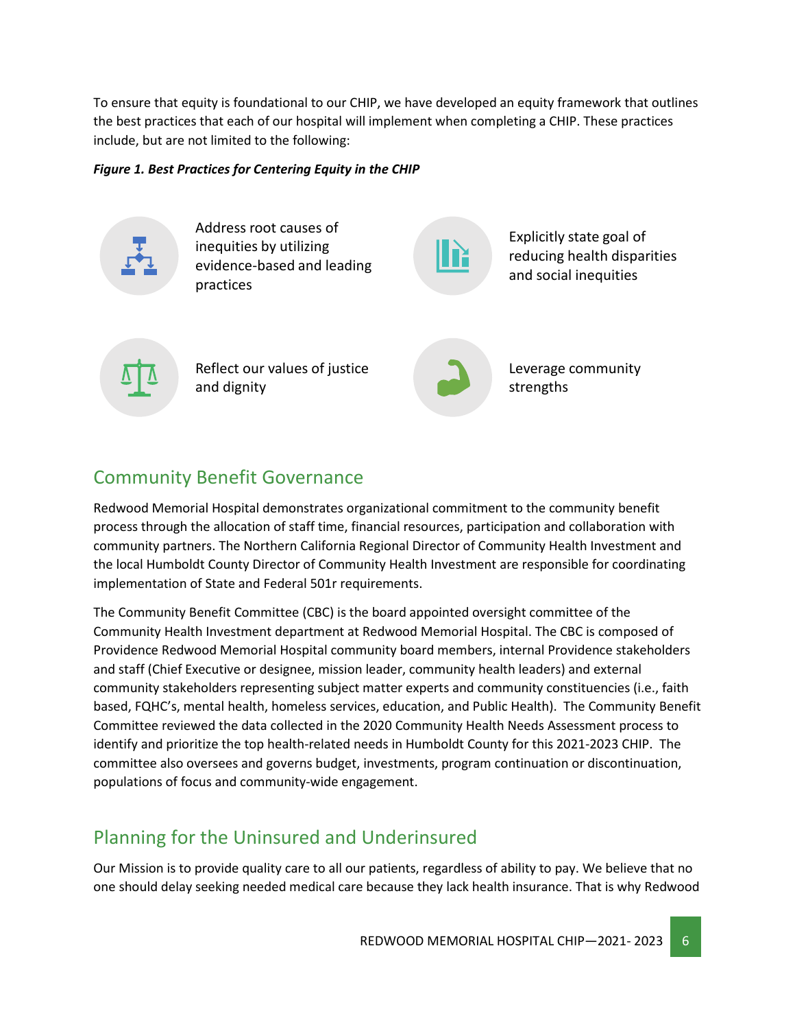To ensure that equity is foundational to our CHIP, we have developed an equity framework that outlines the best practices that each of our hospital will implement when completing a CHIP. These practices include, but are not limited to the following:

***Figure 1. Best Practices for Centering Equity in the CHIP***

- Address root causes of inequities by utilizing evidence-based and leading practices
- Explicitly state goal of reducing health disparities and social inequities
- Reflect our values of justice and dignity
- Leverage community strengths

## Community Benefit Governance

Redwood Memorial Hospital demonstrates organizational commitment to the community benefit process through the allocation of staff time, financial resources, participation and collaboration with community partners. The Northern California Regional Director of Community Health Investment and the local Humboldt County Director of Community Health Investment are responsible for coordinating implementation of State and Federal 501r requirements.

The Community Benefit Committee (CBC) is the board appointed oversight committee of the Community Health Investment department at Redwood Memorial Hospital. The CBC is composed of Providence Redwood Memorial Hospital community board members, internal Providence stakeholders and staff (Chief Executive or designee, mission leader, community health leaders) and external community stakeholders representing subject matter experts and community constituencies (i.e., faith based, FQHC's, mental health, homeless services, education, and Public Health). The Community Benefit Committee reviewed the data collected in the 2020 Community Health Needs Assessment process to identify and prioritize the top health-related needs in Humboldt County for this 2021-2023 CHIP. The committee also oversees and governs budget, investments, program continuation or discontinuation, populations of focus and community-wide engagement.

## Planning for the Uninsured and Underinsured

Our Mission is to provide quality care to all our patients, regardless of ability to pay. We believe that no one should delay seeking needed medical care because they lack health insurance. That is why Redwood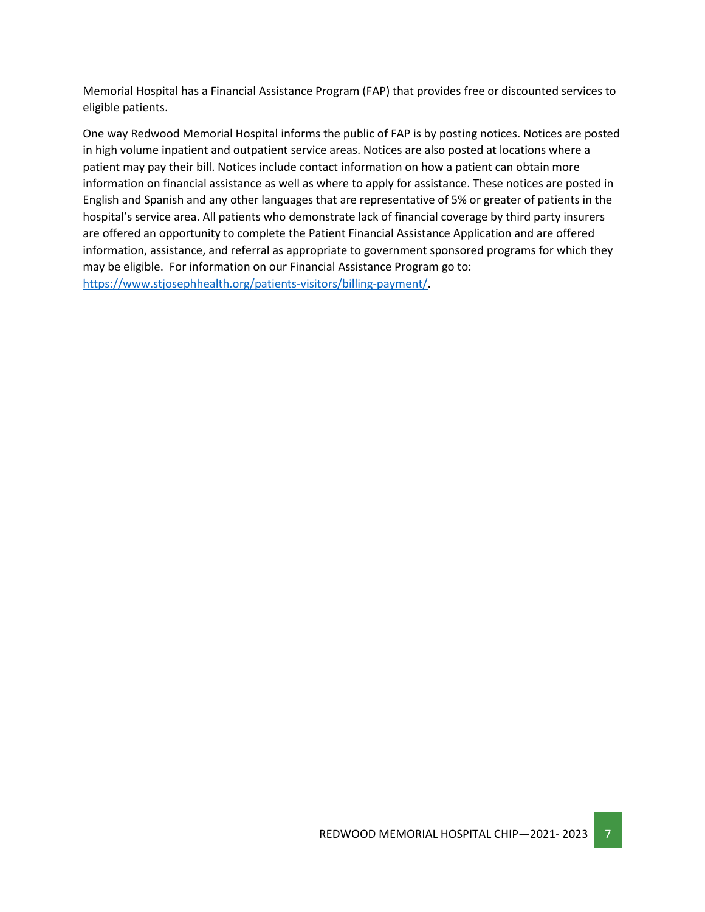Memorial Hospital has a Financial Assistance Program (FAP) that provides free or discounted services to eligible patients.

One way Redwood Memorial Hospital informs the public of FAP is by posting notices. Notices are posted in high volume inpatient and outpatient service areas. Notices are also posted at locations where a patient may pay their bill. Notices include contact information on how a patient can obtain more information on financial assistance as well as where to apply for assistance. These notices are posted in English and Spanish and any other languages that are representative of 5% or greater of patients in the hospital's service area. All patients who demonstrate lack of financial coverage by third party insurers are offered an opportunity to complete the Patient Financial Assistance Application and are offered information, assistance, and referral as appropriate to government sponsored programs for which they may be eligible. For information on our Financial Assistance Program go to: [https://www.stjosephhealth.org/patients-visitors/billing-payment/](https://www.stjosephhealth.org/patients-visitors/billing-payment/).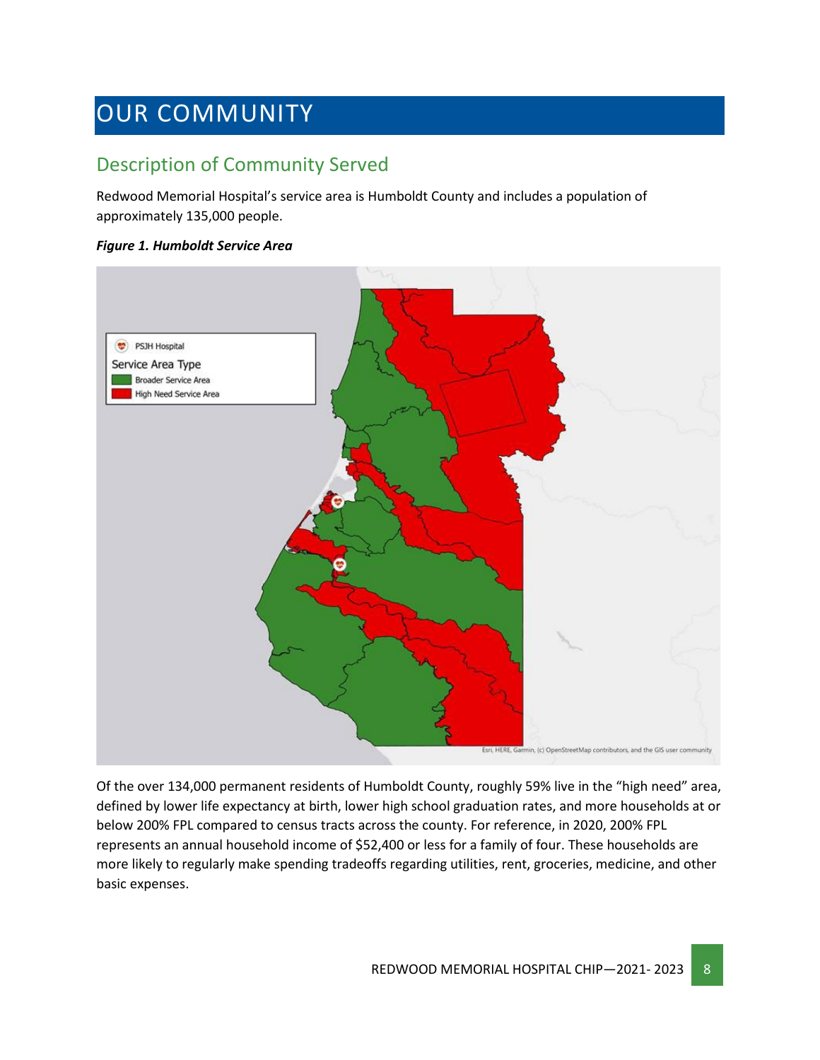# OUR COMMUNITY

## Description of Community Served

Redwood Memorial Hospital's service area is Humboldt County and includes a population of approximately 135,000 people.

***Figure 1. Humboldt Service Area***

Of the over 134,000 permanent residents of Humboldt County, roughly 59% live in the "high need" area, defined by lower life expectancy at birth, lower high school graduation rates, and more households at or below 200% FPL compared to census tracts across the county. For reference, in 2020, 200% FPL represents an annual household income of $52,400 or less for a family of four. These households are more likely to regularly make spending tradeoffs regarding utilities, rent, groceries, medicine, and other basic expenses.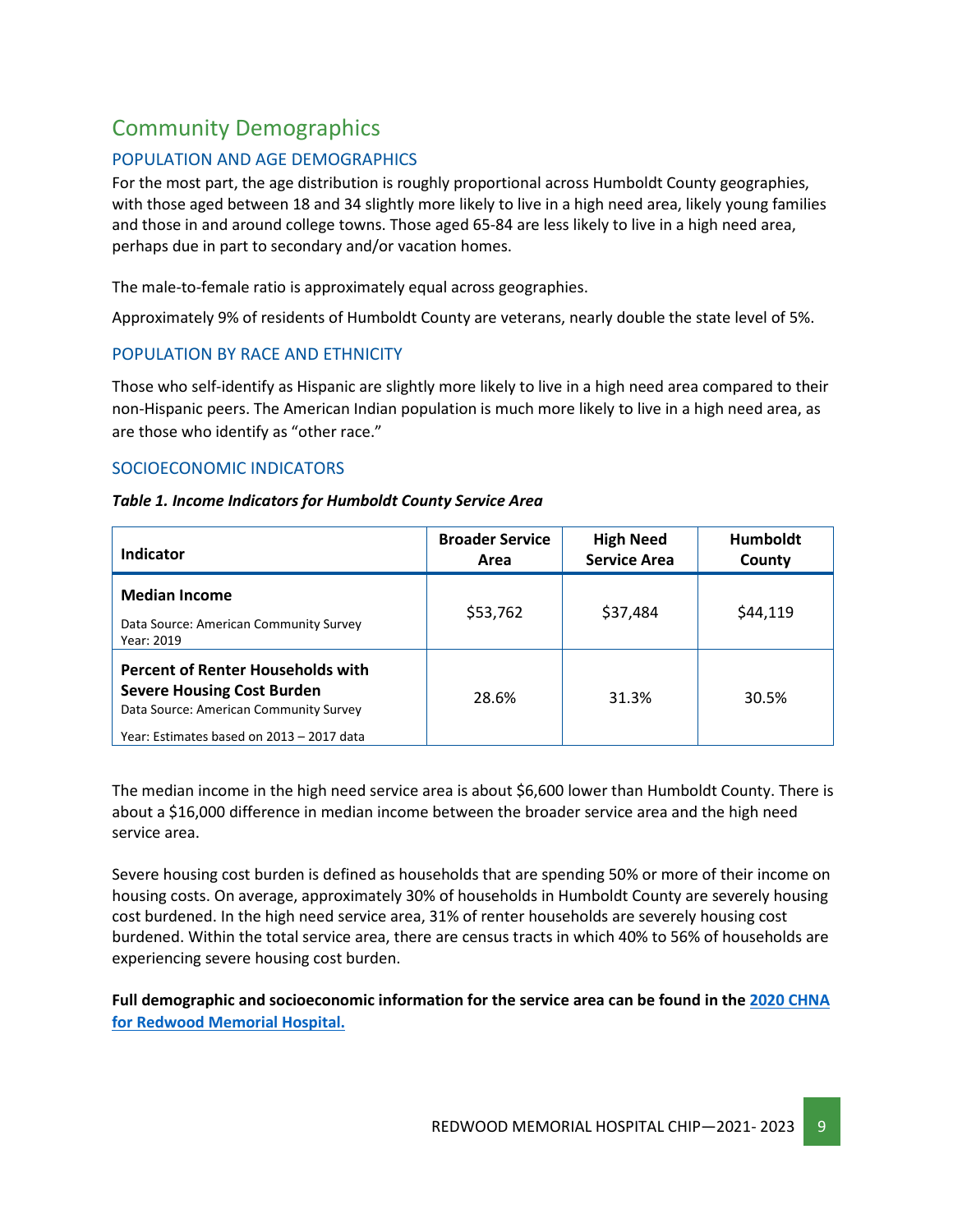## Community Demographics

### POPULATION AND AGE DEMOGRAPHICS

For the most part, the age distribution is roughly proportional across Humboldt County geographies, with those aged between 18 and 34 slightly more likely to live in a high need area, likely young families and those in and around college towns. Those aged 65-84 are less likely to live in a high need area, perhaps due in part to secondary and/or vacation homes.

The male-to-female ratio is approximately equal across geographies.

Approximately 9% of residents of Humboldt County are veterans, nearly double the state level of 5%.

### POPULATION BY RACE AND ETHNICITY

Those who self-identify as Hispanic are slightly more likely to live in a high need area compared to their non-Hispanic peers. The American Indian population is much more likely to live in a high need area, as are those who identify as "other race."

### SOCIOECONOMIC INDICATORS

***Table 1. Income Indicators for Humboldt County Service Area***

| Indicator | Broader Service Area | High Need Service Area | Humboldt County |
|---|---|---|---|
| **Median Income**<br>Data Source: American Community Survey<br>Year: 2019 | $53,762 | $37,484 | $44,119 |
| **Percent of Renter Households with Severe Housing Cost Burden**<br>Data Source: American Community Survey<br>Year: Estimates based on 2013 – 2017 data | 28.6% | 31.3% | 30.5% |

The median income in the high need service area is about $6,600 lower than Humboldt County. There is about a $16,000 difference in median income between the broader service area and the high need service area.

Severe housing cost burden is defined as households that are spending 50% or more of their income on housing costs. On average, approximately 30% of households in Humboldt County are severely housing cost burdened. In the high need service area, 31% of renter households are severely housing cost burdened. Within the total service area, there are census tracts in which 40% to 56% of households are experiencing severe housing cost burden.

**Full demographic and socioeconomic information for the service area can be found in the 2020 CHNA for Redwood Memorial Hospital.**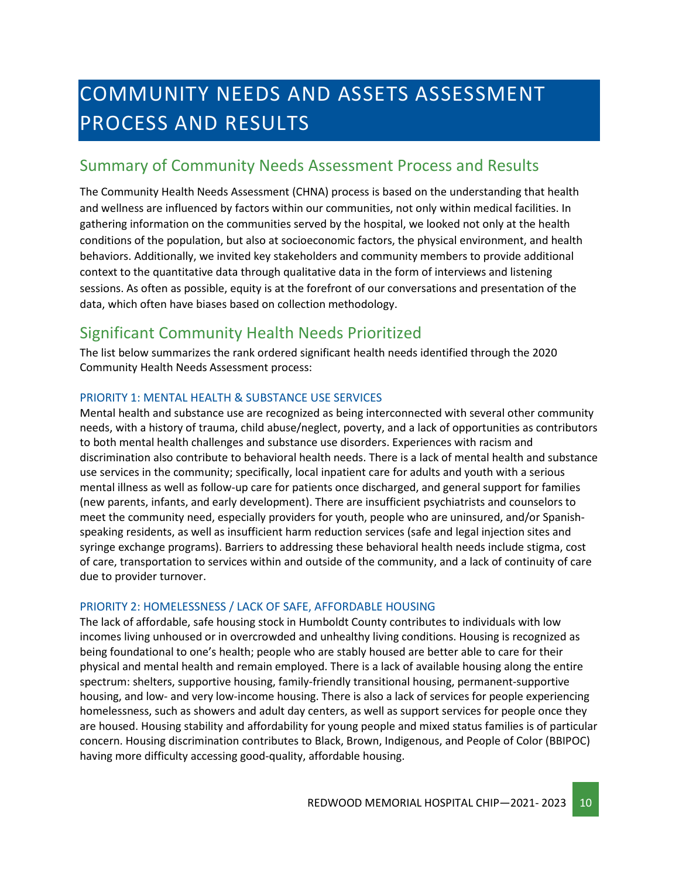# COMMUNITY NEEDS AND ASSETS ASSESSMENT PROCESS AND RESULTS

## Summary of Community Needs Assessment Process and Results

The Community Health Needs Assessment (CHNA) process is based on the understanding that health and wellness are influenced by factors within our communities, not only within medical facilities. In gathering information on the communities served by the hospital, we looked not only at the health conditions of the population, but also at socioeconomic factors, the physical environment, and health behaviors. Additionally, we invited key stakeholders and community members to provide additional context to the quantitative data through qualitative data in the form of interviews and listening sessions. As often as possible, equity is at the forefront of our conversations and presentation of the data, which often have biases based on collection methodology.

## Significant Community Health Needs Prioritized

The list below summarizes the rank ordered significant health needs identified through the 2020 Community Health Needs Assessment process:

### PRIORITY 1: MENTAL HEALTH & SUBSTANCE USE SERVICES

Mental health and substance use are recognized as being interconnected with several other community needs, with a history of trauma, child abuse/neglect, poverty, and a lack of opportunities as contributors to both mental health challenges and substance use disorders. Experiences with racism and discrimination also contribute to behavioral health needs. There is a lack of mental health and substance use services in the community; specifically, local inpatient care for adults and youth with a serious mental illness as well as follow-up care for patients once discharged, and general support for families (new parents, infants, and early development). There are insufficient psychiatrists and counselors to meet the community need, especially providers for youth, people who are uninsured, and/or Spanish-speaking residents, as well as insufficient harm reduction services (safe and legal injection sites and syringe exchange programs). Barriers to addressing these behavioral health needs include stigma, cost of care, transportation to services within and outside of the community, and a lack of continuity of care due to provider turnover.

### PRIORITY 2: HOMELESSNESS / LACK OF SAFE, AFFORDABLE HOUSING

The lack of affordable, safe housing stock in Humboldt County contributes to individuals with low incomes living unhoused or in overcrowded and unhealthy living conditions. Housing is recognized as being foundational to one's health; people who are stably housed are better able to care for their physical and mental health and remain employed. There is a lack of available housing along the entire spectrum: shelters, supportive housing, family-friendly transitional housing, permanent-supportive housing, and low- and very low-income housing. There is also a lack of services for people experiencing homelessness, such as showers and adult day centers, as well as support services for people once they are housed. Housing stability and affordability for young people and mixed status families is of particular concern. Housing discrimination contributes to Black, Brown, Indigenous, and People of Color (BBIPOC) having more difficulty accessing good-quality, affordable housing.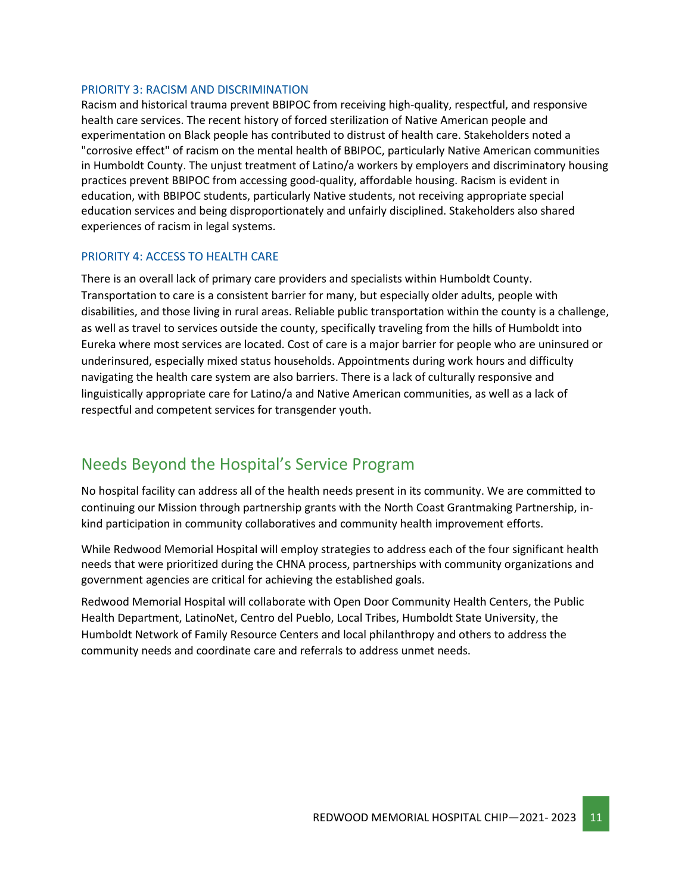### PRIORITY 3: RACISM AND DISCRIMINATION

Racism and historical trauma prevent BBIPOC from receiving high-quality, respectful, and responsive health care services. The recent history of forced sterilization of Native American people and experimentation on Black people has contributed to distrust of health care. Stakeholders noted a "corrosive effect" of racism on the mental health of BBIPOC, particularly Native American communities in Humboldt County. The unjust treatment of Latino/a workers by employers and discriminatory housing practices prevent BBIPOC from accessing good-quality, affordable housing. Racism is evident in education, with BBIPOC students, particularly Native students, not receiving appropriate special education services and being disproportionately and unfairly disciplined. Stakeholders also shared experiences of racism in legal systems.

### PRIORITY 4: ACCESS TO HEALTH CARE

There is an overall lack of primary care providers and specialists within Humboldt County. Transportation to care is a consistent barrier for many, but especially older adults, people with disabilities, and those living in rural areas. Reliable public transportation within the county is a challenge, as well as travel to services outside the county, specifically traveling from the hills of Humboldt into Eureka where most services are located. Cost of care is a major barrier for people who are uninsured or underinsured, especially mixed status households. Appointments during work hours and difficulty navigating the health care system are also barriers. There is a lack of culturally responsive and linguistically appropriate care for Latino/a and Native American communities, as well as a lack of respectful and competent services for transgender youth.

## Needs Beyond the Hospital's Service Program

No hospital facility can address all of the health needs present in its community. We are committed to continuing our Mission through partnership grants with the North Coast Grantmaking Partnership, in-kind participation in community collaboratives and community health improvement efforts.

While Redwood Memorial Hospital will employ strategies to address each of the four significant health needs that were prioritized during the CHNA process, partnerships with community organizations and government agencies are critical for achieving the established goals.

Redwood Memorial Hospital will collaborate with Open Door Community Health Centers, the Public Health Department, LatinoNet, Centro del Pueblo, Local Tribes, Humboldt State University, the Humboldt Network of Family Resource Centers and local philanthropy and others to address the community needs and coordinate care and referrals to address unmet needs.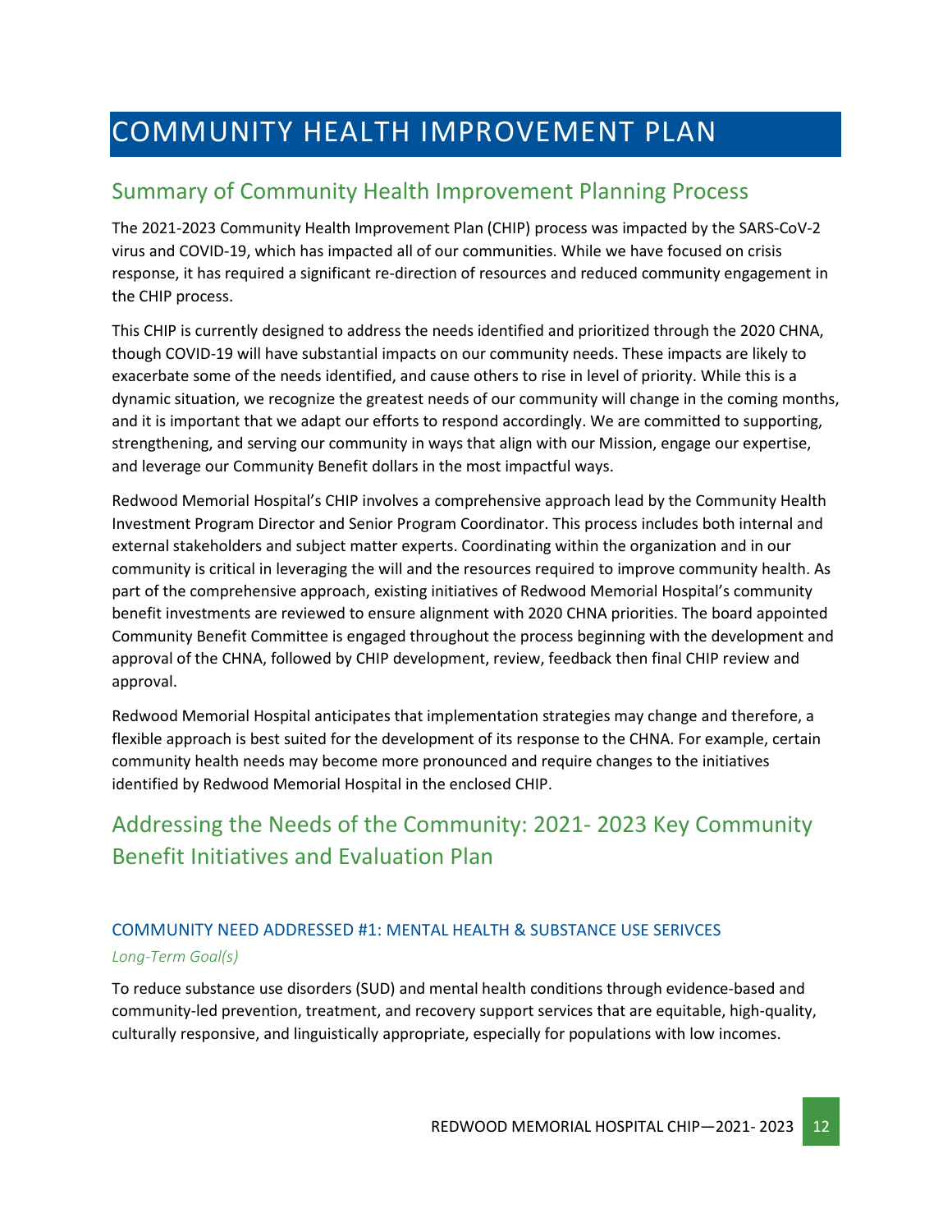# COMMUNITY HEALTH IMPROVEMENT PLAN

## Summary of Community Health Improvement Planning Process

The 2021-2023 Community Health Improvement Plan (CHIP) process was impacted by the SARS-CoV-2 virus and COVID-19, which has impacted all of our communities. While we have focused on crisis response, it has required a significant re-direction of resources and reduced community engagement in the CHIP process.

This CHIP is currently designed to address the needs identified and prioritized through the 2020 CHNA, though COVID-19 will have substantial impacts on our community needs. These impacts are likely to exacerbate some of the needs identified, and cause others to rise in level of priority. While this is a dynamic situation, we recognize the greatest needs of our community will change in the coming months, and it is important that we adapt our efforts to respond accordingly. We are committed to supporting, strengthening, and serving our community in ways that align with our Mission, engage our expertise, and leverage our Community Benefit dollars in the most impactful ways.

Redwood Memorial Hospital's CHIP involves a comprehensive approach lead by the Community Health Investment Program Director and Senior Program Coordinator. This process includes both internal and external stakeholders and subject matter experts. Coordinating within the organization and in our community is critical in leveraging the will and the resources required to improve community health. As part of the comprehensive approach, existing initiatives of Redwood Memorial Hospital's community benefit investments are reviewed to ensure alignment with 2020 CHNA priorities. The board appointed Community Benefit Committee is engaged throughout the process beginning with the development and approval of the CHNA, followed by CHIP development, review, feedback then final CHIP review and approval.

Redwood Memorial Hospital anticipates that implementation strategies may change and therefore, a flexible approach is best suited for the development of its response to the CHNA. For example, certain community health needs may become more pronounced and require changes to the initiatives identified by Redwood Memorial Hospital in the enclosed CHIP.

## Addressing the Needs of the Community: 2021- 2023 Key Community Benefit Initiatives and Evaluation Plan

### COMMUNITY NEED ADDRESSED #1: MENTAL HEALTH & SUBSTANCE USE SERIVCES

*Long-Term Goal(s)*

To reduce substance use disorders (SUD) and mental health conditions through evidence-based and community-led prevention, treatment, and recovery support services that are equitable, high-quality, culturally responsive, and linguistically appropriate, especially for populations with low incomes.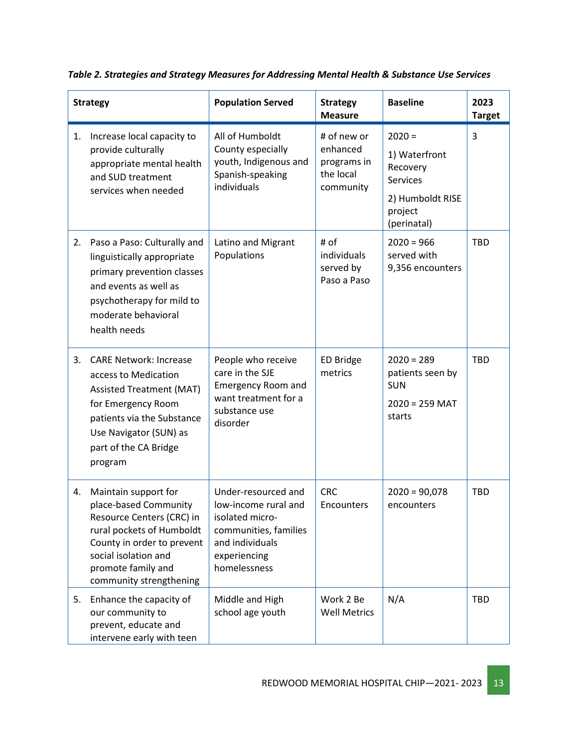*Table 2. Strategies and Strategy Measures for Addressing Mental Health & Substance Use Services*

| Strategy | Population Served | Strategy Measure | Baseline | 2023 Target |
|---|---|---|---|---|
| 1. Increase local capacity to provide culturally appropriate mental health and SUD treatment services when needed | All of Humboldt County especially youth, Indigenous and Spanish-speaking individuals | # of new or enhanced programs in the local community | 2020 = 1) Waterfront Recovery Services 2) Humboldt RISE project (perinatal) | 3 |
| 2. Paso a Paso: Culturally and linguistically appropriate primary prevention classes and events as well as psychotherapy for mild to moderate behavioral health needs | Latino and Migrant Populations | # of individuals served by Paso a Paso | 2020 = 966 served with 9,356 encounters | TBD |
| 3. CARE Network: Increase access to Medication Assisted Treatment (MAT) for Emergency Room patients via the Substance Use Navigator (SUN) as part of the CA Bridge program | People who receive care in the SJE Emergency Room and want treatment for a substance use disorder | ED Bridge metrics | 2020 = 289 patients seen by SUN 2020 = 259 MAT starts | TBD |
| 4. Maintain support for place-based Community Resource Centers (CRC) in rural pockets of Humboldt County in order to prevent social isolation and promote family and community strengthening | Under-resourced and low-income rural and isolated micro-communities, families and individuals experiencing homelessness | CRC Encounters | 2020 = 90,078 encounters | TBD |
| 5. Enhance the capacity of our community to prevent, educate and intervene early with teen | Middle and High school age youth | Work 2 Be Well Metrics | N/A | TBD |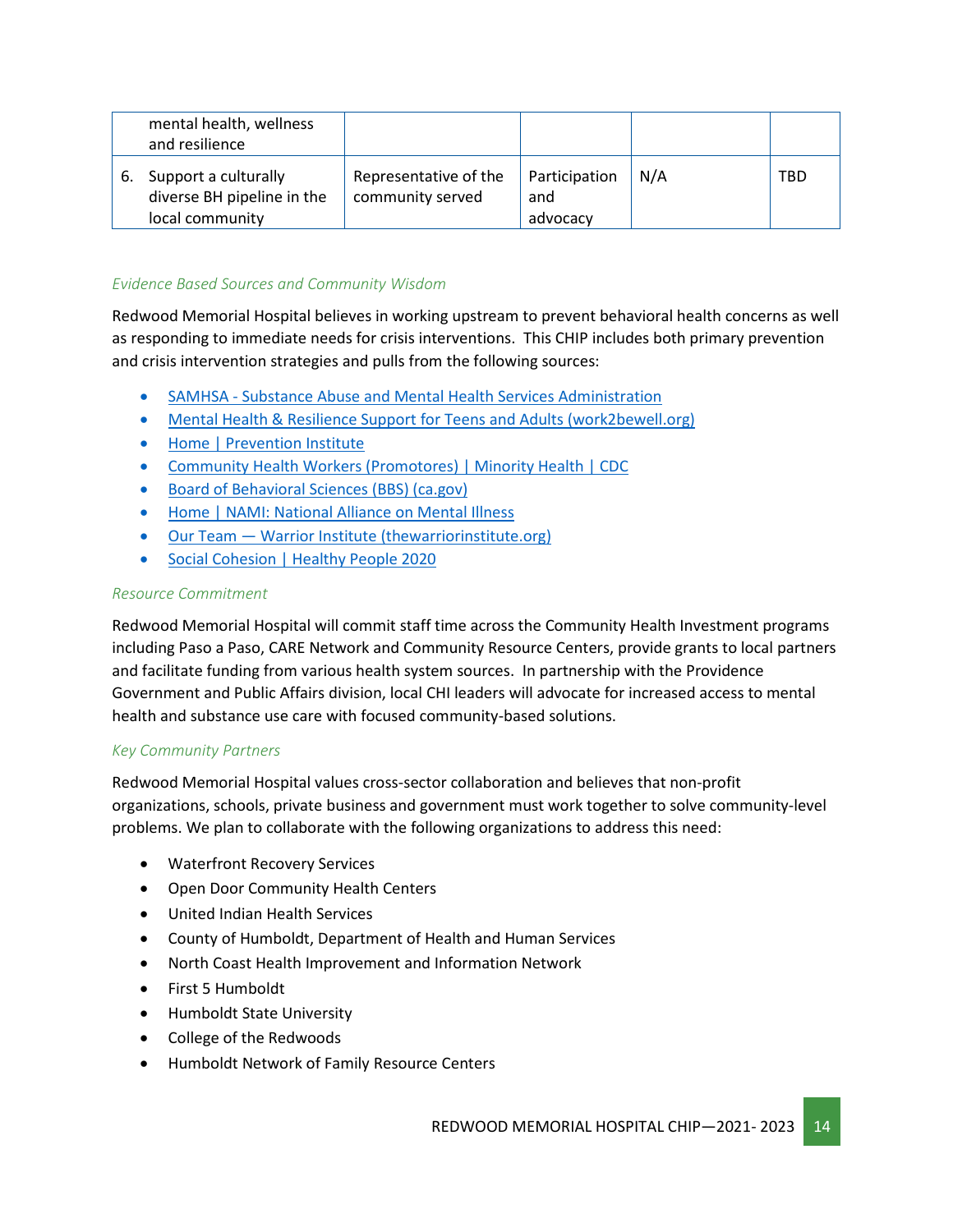| | | | | |
|---|---|---|---|---|
| mental health, wellness and resilience | | | | |
| 6. Support a culturally diverse BH pipeline in the local community | Representative of the community served | Participation and advocacy | N/A | TBD |

*Evidence Based Sources and Community Wisdom*

Redwood Memorial Hospital believes in working upstream to prevent behavioral health concerns as well as responding to immediate needs for crisis interventions. This CHIP includes both primary prevention and crisis intervention strategies and pulls from the following sources:

- SAMHSA - Substance Abuse and Mental Health Services Administration
- Mental Health & Resilience Support for Teens and Adults (work2bewell.org)
- Home | Prevention Institute
- Community Health Workers (Promotores) | Minority Health | CDC
- Board of Behavioral Sciences (BBS) (ca.gov)
- Home | NAMI: National Alliance on Mental Illness
- Our Team — Warrior Institute (thewarriorinstitute.org)
- Social Cohesion | Healthy People 2020

*Resource Commitment*

Redwood Memorial Hospital will commit staff time across the Community Health Investment programs including Paso a Paso, CARE Network and Community Resource Centers, provide grants to local partners and facilitate funding from various health system sources. In partnership with the Providence Government and Public Affairs division, local CHI leaders will advocate for increased access to mental health and substance use care with focused community-based solutions.

*Key Community Partners*

Redwood Memorial Hospital values cross-sector collaboration and believes that non-profit organizations, schools, private business and government must work together to solve community-level problems. We plan to collaborate with the following organizations to address this need:

- Waterfront Recovery Services
- Open Door Community Health Centers
- United Indian Health Services
- County of Humboldt, Department of Health and Human Services
- North Coast Health Improvement and Information Network
- First 5 Humboldt
- Humboldt State University
- College of the Redwoods
- Humboldt Network of Family Resource Centers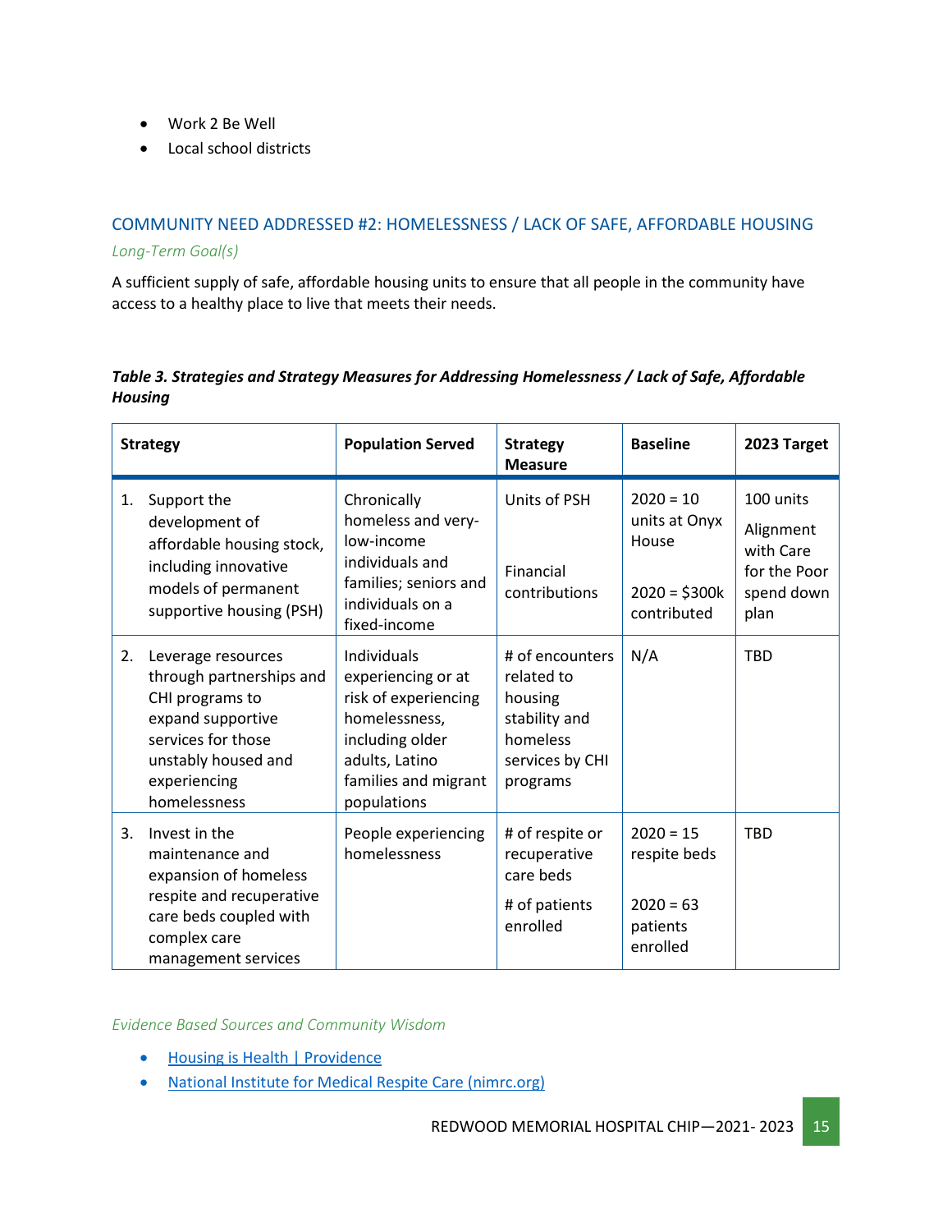- Work 2 Be Well
- Local school districts

### COMMUNITY NEED ADDRESSED #2: HOMELESSNESS / LACK OF SAFE, AFFORDABLE HOUSING

*Long-Term Goal(s)*

A sufficient supply of safe, affordable housing units to ensure that all people in the community have access to a healthy place to live that meets their needs.

***Table 3. Strategies and Strategy Measures for Addressing Homelessness / Lack of Safe, Affordable Housing***

| Strategy | Population Served | Strategy Measure | Baseline | 2023 Target |
|---|---|---|---|---|
| 1. Support the development of affordable housing stock, including innovative models of permanent supportive housing (PSH) | Chronically homeless and very-low-income individuals and families; seniors and individuals on a fixed-income | Units of PSH<br><br>Financial contributions | 2020 = 10 units at Onyx House<br><br>2020 = $300k contributed | 100 units<br><br>Alignment with Care for the Poor spend down plan |
| 2. Leverage resources through partnerships and CHI programs to expand supportive services for those unstably housed and experiencing homelessness | Individuals experiencing or at risk of experiencing homelessness, including older adults, Latino families and migrant populations | # of encounters related to housing stability and homeless services by CHI programs | N/A | TBD |
| 3. Invest in the maintenance and expansion of homeless respite and recuperative care beds coupled with complex care management services | People experiencing homelessness | # of respite or recuperative care beds<br><br># of patients enrolled | 2020 = 15 respite beds<br><br>2020 = 63 patients enrolled | TBD |

*Evidence Based Sources and Community Wisdom*

- Housing is Health | Providence
- National Institute for Medical Respite Care (nimrc.org)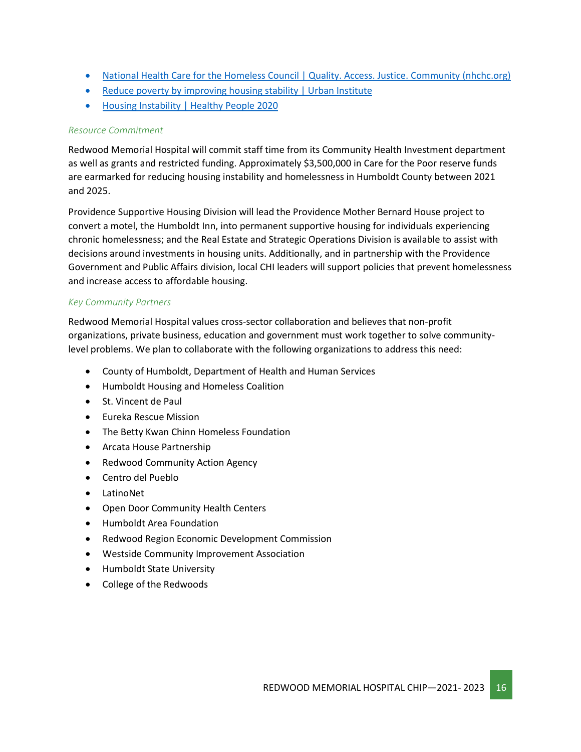- [National Health Care for the Homeless Council | Quality. Access. Justice. Community (nhchc.org)]()
- [Reduce poverty by improving housing stability | Urban Institute]()
- [Housing Instability | Healthy People 2020]()

*Resource Commitment*

Redwood Memorial Hospital will commit staff time from its Community Health Investment department as well as grants and restricted funding. Approximately $3,500,000 in Care for the Poor reserve funds are earmarked for reducing housing instability and homelessness in Humboldt County between 2021 and 2025.

Providence Supportive Housing Division will lead the Providence Mother Bernard House project to convert a motel, the Humboldt Inn, into permanent supportive housing for individuals experiencing chronic homelessness; and the Real Estate and Strategic Operations Division is available to assist with decisions around investments in housing units. Additionally, and in partnership with the Providence Government and Public Affairs division, local CHI leaders will support policies that prevent homelessness and increase access to affordable housing.

*Key Community Partners*

Redwood Memorial Hospital values cross-sector collaboration and believes that non-profit organizations, private business, education and government must work together to solve community-level problems. We plan to collaborate with the following organizations to address this need:

- County of Humboldt, Department of Health and Human Services
- Humboldt Housing and Homeless Coalition
- St. Vincent de Paul
- Eureka Rescue Mission
- The Betty Kwan Chinn Homeless Foundation
- Arcata House Partnership
- Redwood Community Action Agency
- Centro del Pueblo
- LatinoNet
- Open Door Community Health Centers
- Humboldt Area Foundation
- Redwood Region Economic Development Commission
- Westside Community Improvement Association
- Humboldt State University
- College of the Redwoods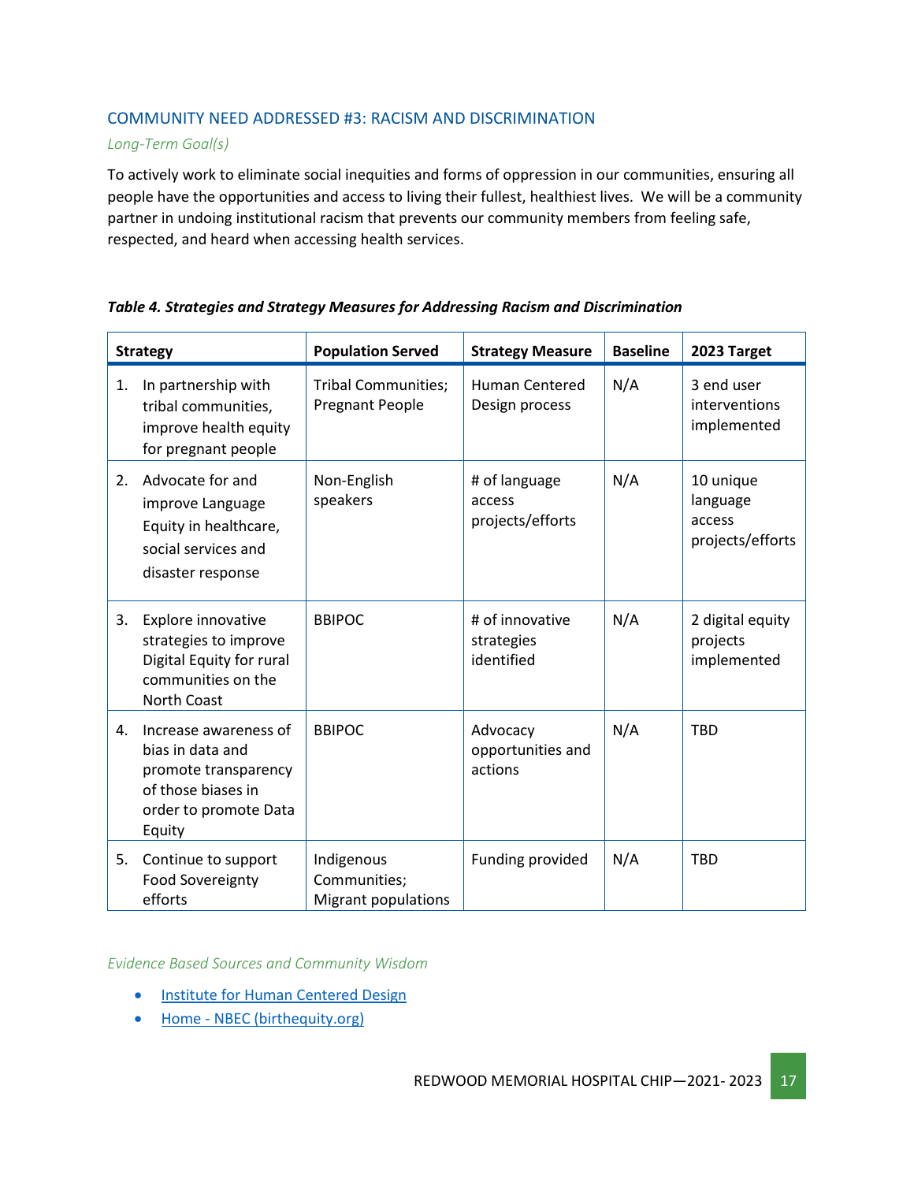## COMMUNITY NEED ADDRESSED #3: RACISM AND DISCRIMINATION

*Long-Term Goal(s)*

To actively work to eliminate social inequities and forms of oppression in our communities, ensuring all people have the opportunities and access to living their fullest, healthiest lives. We will be a community partner in undoing institutional racism that prevents our community members from feeling safe, respected, and heard when accessing health services.

***Table 4. Strategies and Strategy Measures for Addressing Racism and Discrimination***

| Strategy | Population Served | Strategy Measure | Baseline | 2023 Target |
| --- | --- | --- | --- | --- |
| 1. In partnership with tribal communities, improve health equity for pregnant people | Tribal Communities; Pregnant People | Human Centered Design process | N/A | 3 end user interventions implemented |
| 2. Advocate for and improve Language Equity in healthcare, social services and disaster response | Non-English speakers | # of language access projects/efforts | N/A | 10 unique language access projects/efforts |
| 3. Explore innovative strategies to improve Digital Equity for rural communities on the North Coast | BBIPOC | # of innovative strategies identified | N/A | 2 digital equity projects implemented |
| 4. Increase awareness of bias in data and promote transparency of those biases in order to promote Data Equity | BBIPOC | Advocacy opportunities and actions | N/A | TBD |
| 5. Continue to support Food Sovereignty efforts | Indigenous Communities; Migrant populations | Funding provided | N/A | TBD |

*Evidence Based Sources and Community Wisdom*

- Institute for Human Centered Design
- Home - NBEC (birthequity.org)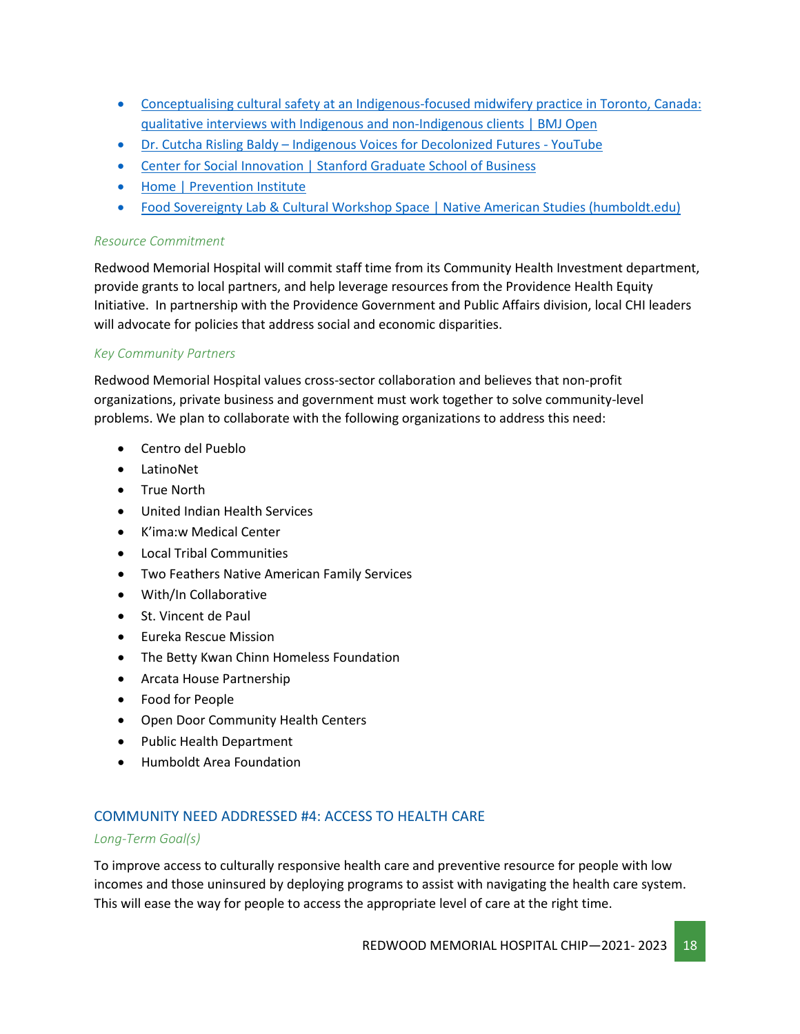- [Conceptualising cultural safety at an Indigenous-focused midwifery practice in Toronto, Canada: qualitative interviews with Indigenous and non-Indigenous clients | BMJ Open]()
- [Dr. Cutcha Risling Baldy – Indigenous Voices for Decolonized Futures - YouTube]()
- [Center for Social Innovation | Stanford Graduate School of Business]()
- [Home | Prevention Institute]()
- [Food Sovereignty Lab & Cultural Workshop Space | Native American Studies (humboldt.edu)]()

*Resource Commitment*

Redwood Memorial Hospital will commit staff time from its Community Health Investment department, provide grants to local partners, and help leverage resources from the Providence Health Equity Initiative. In partnership with the Providence Government and Public Affairs division, local CHI leaders will advocate for policies that address social and economic disparities.

*Key Community Partners*

Redwood Memorial Hospital values cross-sector collaboration and believes that non-profit organizations, private business and government must work together to solve community-level problems. We plan to collaborate with the following organizations to address this need:

- Centro del Pueblo
- LatinoNet
- True North
- United Indian Health Services
- K'ima:w Medical Center
- Local Tribal Communities
- Two Feathers Native American Family Services
- With/In Collaborative
- St. Vincent de Paul
- Eureka Rescue Mission
- The Betty Kwan Chinn Homeless Foundation
- Arcata House Partnership
- Food for People
- Open Door Community Health Centers
- Public Health Department
- Humboldt Area Foundation

## COMMUNITY NEED ADDRESSED #4: ACCESS TO HEALTH CARE

*Long-Term Goal(s)*

To improve access to culturally responsive health care and preventive resource for people with low incomes and those uninsured by deploying programs to assist with navigating the health care system. This will ease the way for people to access the appropriate level of care at the right time.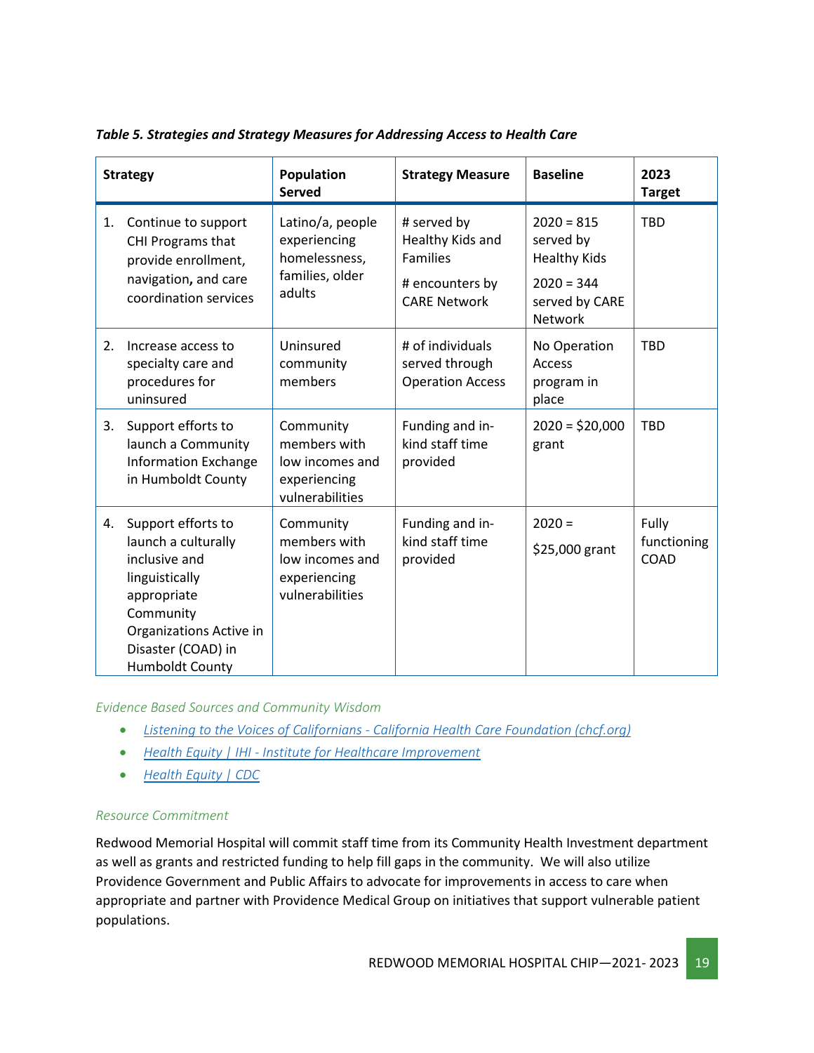*Table 5. Strategies and Strategy Measures for Addressing Access to Health Care*

| Strategy | Population Served | Strategy Measure | Baseline | 2023 Target |
|---|---|---|---|---|
| 1. Continue to support CHI Programs that provide enrollment, navigation, and care coordination services | Latino/a, people experiencing homelessness, families, older adults | # served by Healthy Kids and Families<br># encounters by CARE Network | 2020 = 815 served by Healthy Kids<br>2020 = 344 served by CARE Network | TBD |
| 2. Increase access to specialty care and procedures for uninsured | Uninsured community members | # of individuals served through Operation Access | No Operation Access program in place | TBD |
| 3. Support efforts to launch a Community Information Exchange in Humboldt County | Community members with low incomes and experiencing vulnerabilities | Funding and in-kind staff time provided | 2020 = $20,000 grant | TBD |
| 4. Support efforts to launch a culturally inclusive and linguistically appropriate Community Organizations Active in Disaster (COAD) in Humboldt County | Community members with low incomes and experiencing vulnerabilities | Funding and in-kind staff time provided | 2020 = $25,000 grant | Fully functioning COAD |

*Evidence Based Sources and Community Wisdom*

- *Listening to the Voices of Californians - California Health Care Foundation (chcf.org)*
- *Health Equity | IHI - Institute for Healthcare Improvement*
- *Health Equity | CDC*

*Resource Commitment*

Redwood Memorial Hospital will commit staff time from its Community Health Investment department as well as grants and restricted funding to help fill gaps in the community. We will also utilize Providence Government and Public Affairs to advocate for improvements in access to care when appropriate and partner with Providence Medical Group on initiatives that support vulnerable patient populations.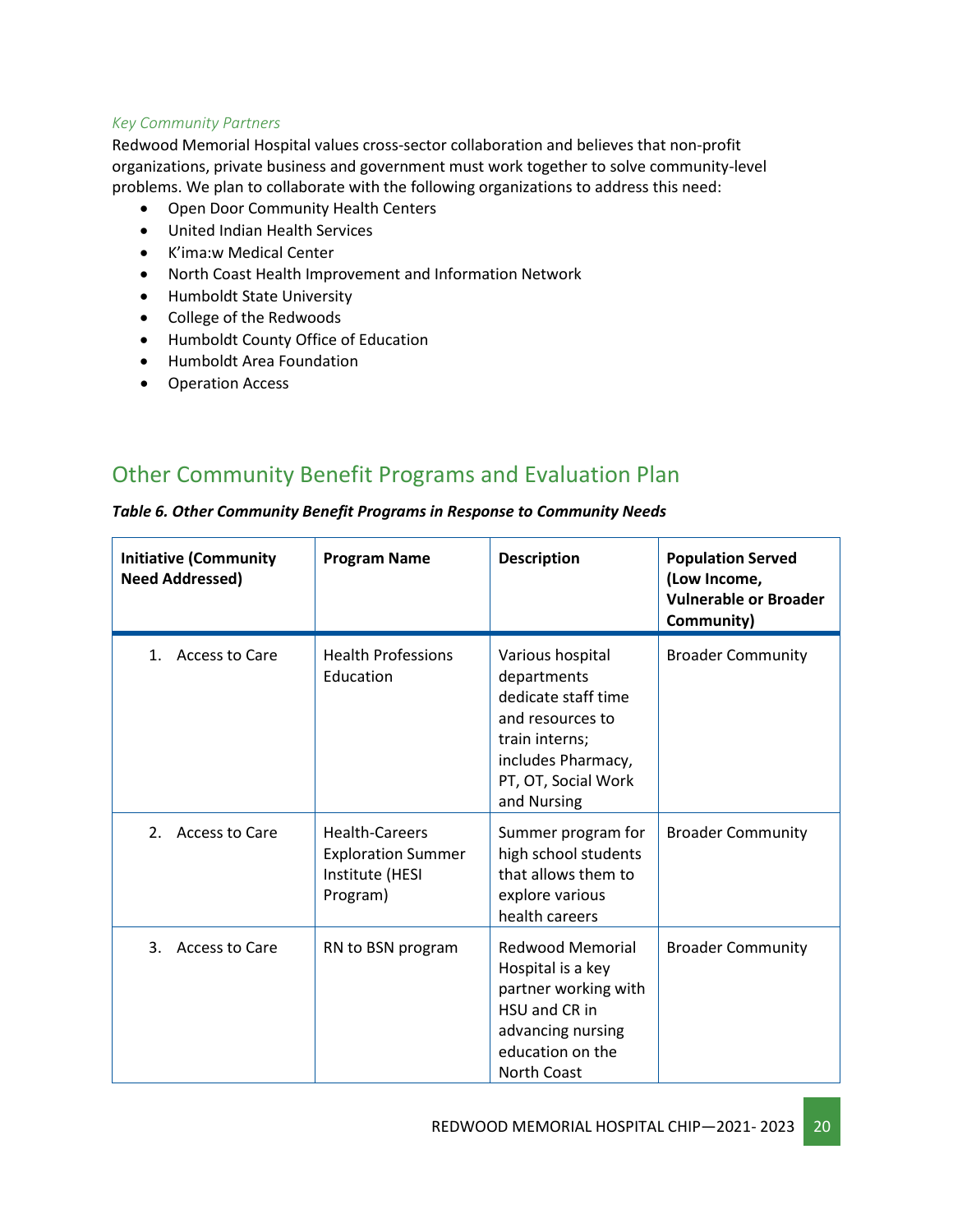*Key Community Partners*

Redwood Memorial Hospital values cross-sector collaboration and believes that non-profit organizations, private business and government must work together to solve community-level problems. We plan to collaborate with the following organizations to address this need:

- Open Door Community Health Centers
- United Indian Health Services
- K'ima:w Medical Center
- North Coast Health Improvement and Information Network
- Humboldt State University
- College of the Redwoods
- Humboldt County Office of Education
- Humboldt Area Foundation
- Operation Access

## Other Community Benefit Programs and Evaluation Plan

***Table 6. Other Community Benefit Programs in Response to Community Needs***

| Initiative (Community Need Addressed) | Program Name | Description | Population Served (Low Income, Vulnerable or Broader Community) |
|---|---|---|---|
| 1. Access to Care | Health Professions Education | Various hospital departments dedicate staff time and resources to train interns; includes Pharmacy, PT, OT, Social Work and Nursing | Broader Community |
| 2. Access to Care | Health-Careers Exploration Summer Institute (HESI Program) | Summer program for high school students that allows them to explore various health careers | Broader Community |
| 3. Access to Care | RN to BSN program | Redwood Memorial Hospital is a key partner working with HSU and CR in advancing nursing education on the North Coast | Broader Community |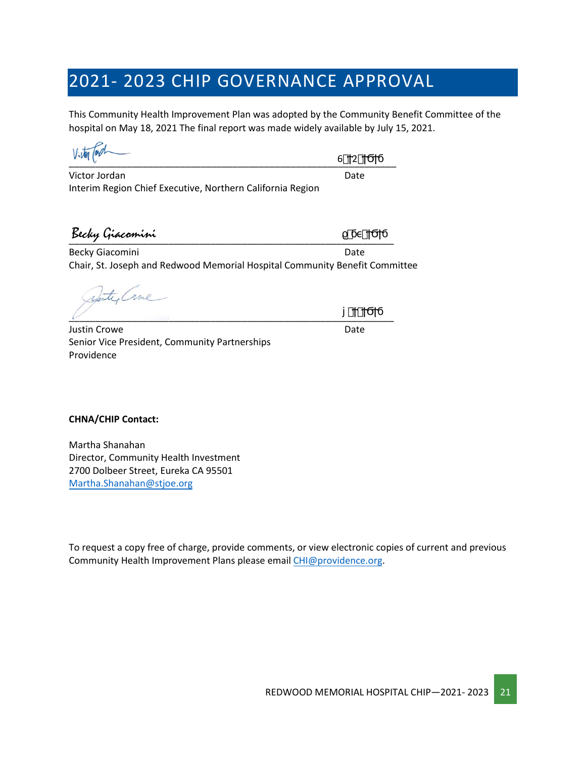# 2021- 2023 CHIP GOVERNANCE APPROVAL

This Community Health Improvement Plan was adopted by the Community Benefit Committee of the hospital on May 18, 2021 The final report was made widely available by July 15, 2021.

\_\_\_\_\_\_\_\_\_\_\_\_\_\_\_\_\_\_\_\_\_\_\_\_\_\_\_\_\_\_\_\_\_\_\_\_\_\_\_\_\_\_\_\_\_\_\_\_\_\_\_\_\_\_\_\_\_\_\_\_\_\_\_\_\_\_\_\_\_\_\_\_

Victor Jordan — Date

Interim Region Chief Executive, Northern California Region

Becky Giacomini \_\_\_\_\_\_\_\_\_\_\_\_\_\_\_\_\_\_\_\_\_\_\_\_\_\_\_\_\_\_\_\_\_\_\_\_\_\_\_\_\_\_\_\_\_\_\_\_\_\_\_\_\_\_\_\_\_\_\_\_\_\_\_

Becky Giacomini — Date

Chair, St. Joseph and Redwood Memorial Hospital Community Benefit Committee

\_\_\_\_\_\_\_\_\_\_\_\_\_\_\_\_\_\_\_\_\_\_\_\_\_\_\_\_\_\_\_\_\_\_\_\_\_\_\_\_\_\_\_\_\_\_\_\_\_\_\_\_\_\_\_\_\_\_\_\_\_\_\_\_\_\_\_\_\_\_\_\_

Justin Crowe — Date

Senior Vice President, Community Partnerships

Providence

**CHNA/CHIP Contact:**

Martha Shanahan
Director, Community Health Investment
2700 Dolbeer Street, Eureka CA 95501
Martha.Shanahan@stjoe.org

To request a copy free of charge, provide comments, or view electronic copies of current and previous Community Health Improvement Plans please email CHI@providence.org.